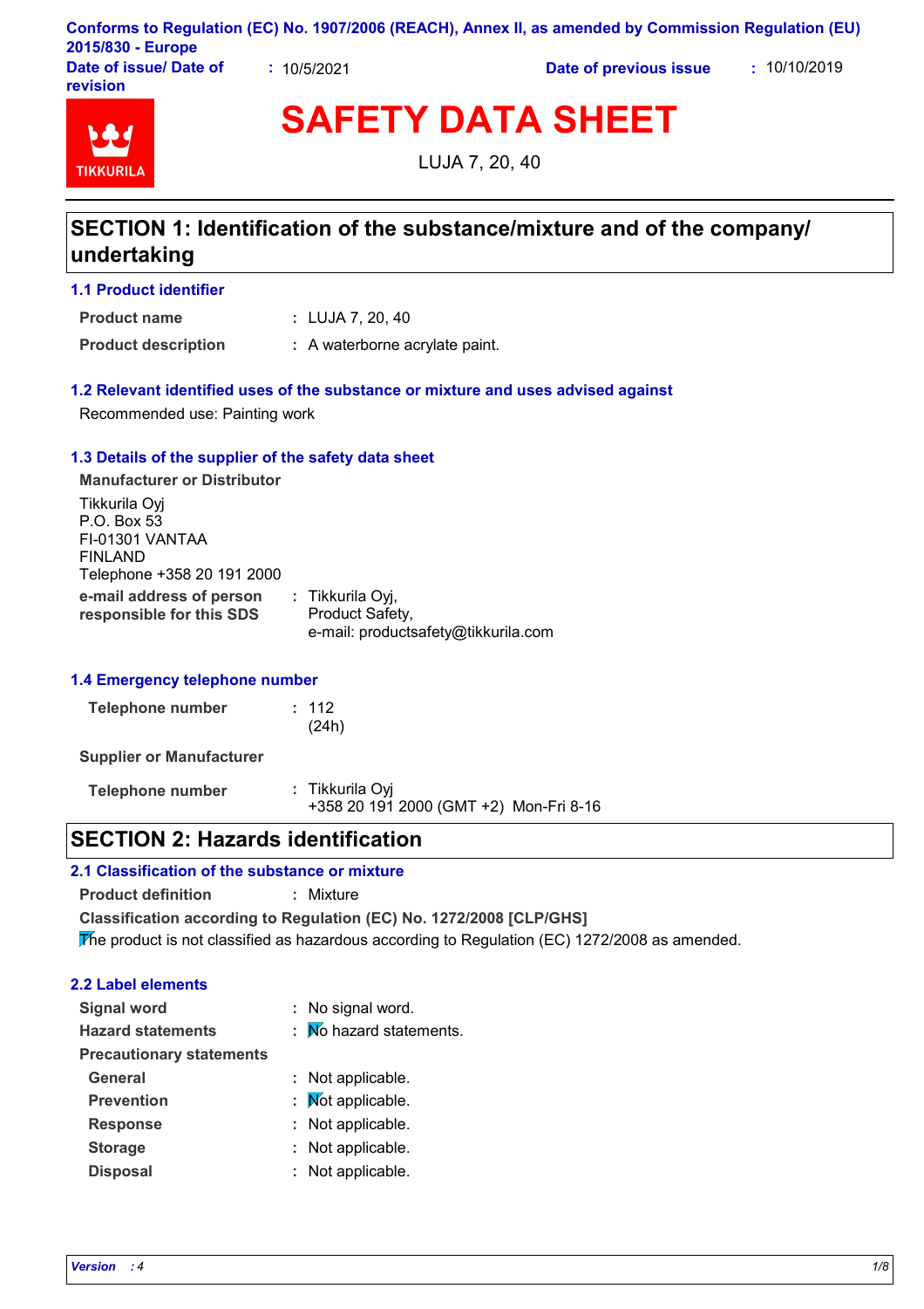Conforms to Regulation (EC) No. 1907/2006 (REACH), Annex II, as amended by Commission Regulation (EU) 2015/830 - Europe

**Date of issue/ Date of revision** : 10/5/2021 **Date of previous issue** : 10/10/2019

# SAFETY DATA SHEET

LUJA 7, 20, 40

## SECTION 1: Identification of the substance/mixture and of the company/ undertaking

### 1.1 Product identifier

**Product name** : LUJA 7, 20, 40

**Product description** : A waterborne acrylate paint.

### 1.2 Relevant identified uses of the substance or mixture and uses advised against

Recommended use: Painting work

### 1.3 Details of the supplier of the safety data sheet

**Manufacturer or Distributor**

Tikkurila Oyj
P.O. Box 53
FI-01301 VANTAA
FINLAND
Telephone +358 20 191 2000

**e-mail address of person responsible for this SDS** : Tikkurila Oyj, Product Safety, e-mail: productsafety@tikkurila.com

### 1.4 Emergency telephone number

**Telephone number** : 112 (24h)

**Supplier or Manufacturer**

**Telephone number** : Tikkurila Oyj +358 20 191 2000 (GMT +2) Mon-Fri 8-16

## SECTION 2: Hazards identification

### 2.1 Classification of the substance or mixture

**Product definition** : Mixture

**Classification according to Regulation (EC) No. 1272/2008 [CLP/GHS]**

The product is not classified as hazardous according to Regulation (EC) 1272/2008 as amended.

### 2.2 Label elements

**Signal word** : No signal word.

**Hazard statements** : No hazard statements.

**Precautionary statements**

**General** : Not applicable.

**Prevention** : Not applicable.

**Response** : Not applicable.

**Storage** : Not applicable.

**Disposal** : Not applicable.

*Version : 4*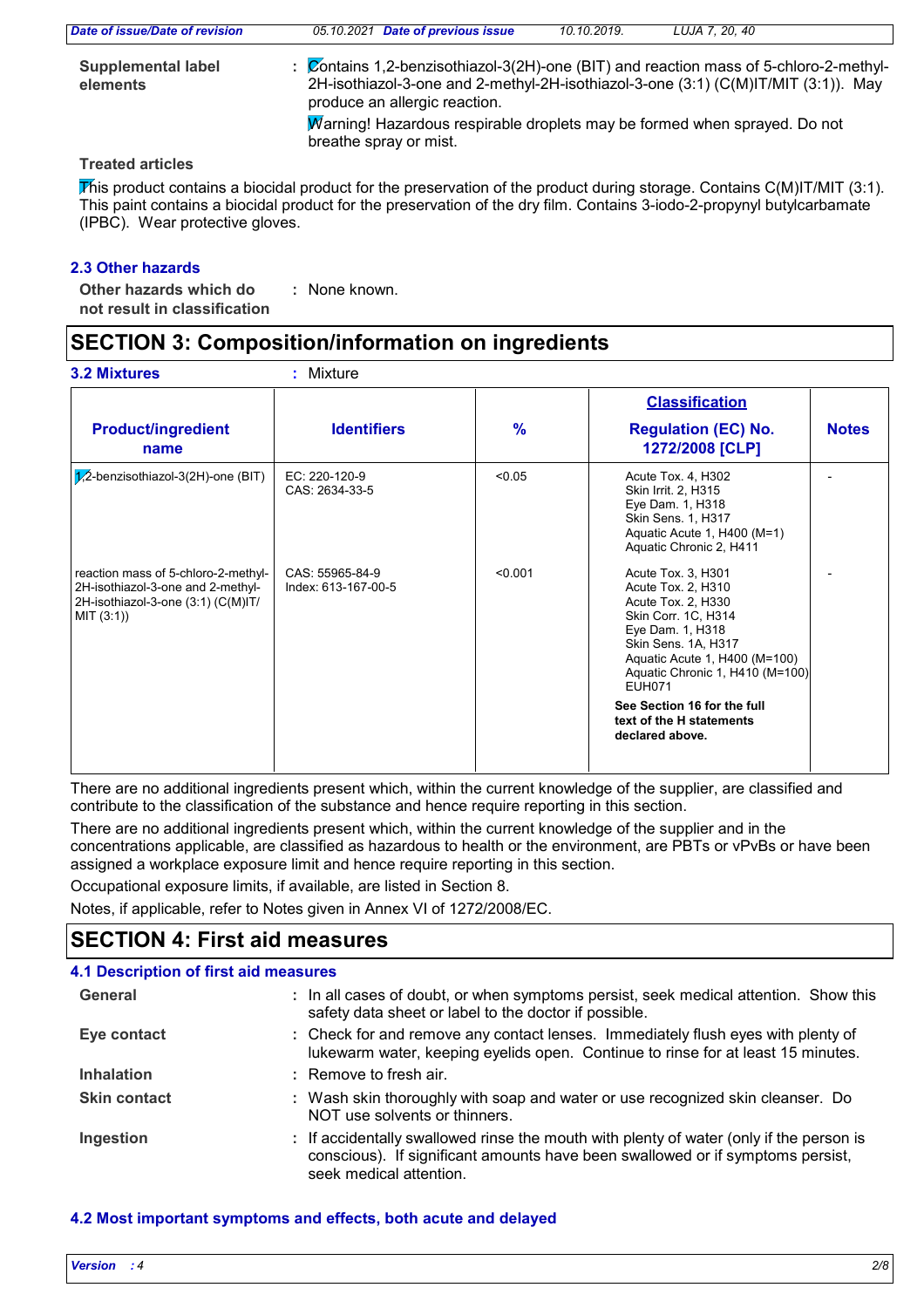**Supplemental label elements** : Contains 1,2-benzisothiazol-3(2H)-one (BIT) and reaction mass of 5-chloro-2-methyl-2H-isothiazol-3-one and 2-methyl-2H-isothiazol-3-one (3:1) (C(M)IT/MIT (3:1)). May produce an allergic reaction.

Warning! Hazardous respirable droplets may be formed when sprayed. Do not breathe spray or mist.

**Treated articles**

This product contains a biocidal product for the preservation of the product during storage. Contains C(M)IT/MIT (3:1). This paint contains a biocidal product for the preservation of the dry film. Contains 3-iodo-2-propynyl butylcarbamate (IPBC). Wear protective gloves.

### 2.3 Other hazards

**Other hazards which do not result in classification** : None known.

## SECTION 3: Composition/information on ingredients

### 3.2 Mixtures : Mixture

| Product/ingredient name | Identifiers | % | Classification Regulation (EC) No. 1272/2008 [CLP] | Notes |
|---|---|---|---|---|
| 1,2-benzisothiazol-3(2H)-one (BIT) | EC: 220-120-9<br>CAS: 2634-33-5 | <0.05 | Acute Tox. 4, H302<br>Skin Irrit. 2, H315<br>Eye Dam. 1, H318<br>Skin Sens. 1, H317<br>Aquatic Acute 1, H400 (M=1)<br>Aquatic Chronic 2, H411 | - |
| reaction mass of 5-chloro-2-methyl-2H-isothiazol-3-one and 2-methyl-2H-isothiazol-3-one (3:1) (C(M)IT/MIT (3:1)) | CAS: 55965-84-9<br>Index: 613-167-00-5 | <0.001 | Acute Tox. 3, H301<br>Acute Tox. 2, H310<br>Acute Tox. 2, H330<br>Skin Corr. 1C, H314<br>Eye Dam. 1, H318<br>Skin Sens. 1A, H317<br>Aquatic Acute 1, H400 (M=100)<br>Aquatic Chronic 1, H410 (M=100)<br>EUH071<br>**See Section 16 for the full text of the H statements declared above.** | - |

There are no additional ingredients present which, within the current knowledge of the supplier, are classified and contribute to the classification of the substance and hence require reporting in this section.

There are no additional ingredients present which, within the current knowledge of the supplier and in the concentrations applicable, are classified as hazardous to health or the environment, are PBTs or vPvBs or have been assigned a workplace exposure limit and hence require reporting in this section.

Occupational exposure limits, if available, are listed in Section 8.

Notes, if applicable, refer to Notes given in Annex VI of 1272/2008/EC.

## SECTION 4: First aid measures

### 4.1 Description of first aid measures

**General** : In all cases of doubt, or when symptoms persist, seek medical attention. Show this safety data sheet or label to the doctor if possible.

**Eye contact** : Check for and remove any contact lenses. Immediately flush eyes with plenty of lukewarm water, keeping eyelids open. Continue to rinse for at least 15 minutes.

**Inhalation** : Remove to fresh air.

**Skin contact** : Wash skin thoroughly with soap and water or use recognized skin cleanser. Do NOT use solvents or thinners.

**Ingestion** : If accidentally swallowed rinse the mouth with plenty of water (only if the person is conscious). If significant amounts have been swallowed or if symptoms persist, seek medical attention.

### 4.2 Most important symptoms and effects, both acute and delayed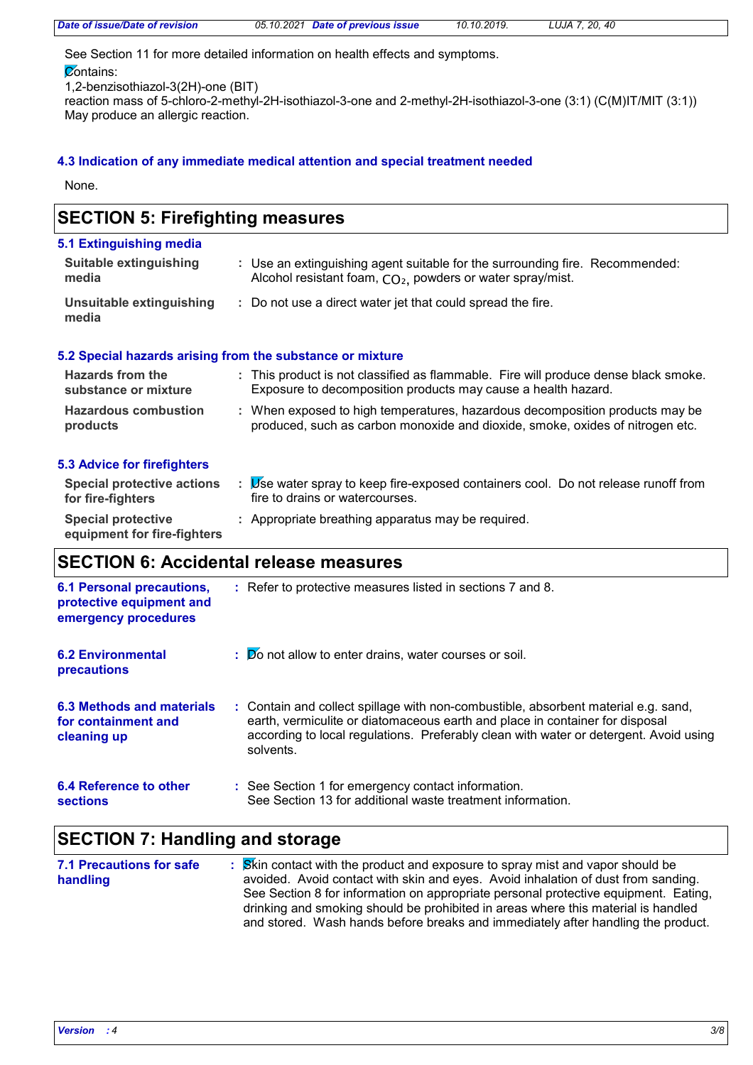See Section 11 for more detailed information on health effects and symptoms.

Contains:
1,2-benzisothiazol-3(2H)-one (BIT)
reaction mass of 5-chloro-2-methyl-2H-isothiazol-3-one and 2-methyl-2H-isothiazol-3-one (3:1) (C(M)IT/MIT (3:1))
May produce an allergic reaction.

### 4.3 Indication of any immediate medical attention and special treatment needed

None.

## SECTION 5: Firefighting measures

### 5.1 Extinguishing media

**Suitable extinguishing media** : Use an extinguishing agent suitable for the surrounding fire. Recommended: Alcohol resistant foam, $CO_2$, powders or water spray/mist.

**Unsuitable extinguishing media** : Do not use a direct water jet that could spread the fire.

### 5.2 Special hazards arising from the substance or mixture

**Hazards from the substance or mixture** : This product is not classified as flammable. Fire will produce dense black smoke. Exposure to decomposition products may cause a health hazard.

**Hazardous combustion products** : When exposed to high temperatures, hazardous decomposition products may be produced, such as carbon monoxide and dioxide, smoke, oxides of nitrogen etc.

### 5.3 Advice for firefighters

**Special protective actions for fire-fighters** : Use water spray to keep fire-exposed containers cool. Do not release runoff from fire to drains or watercourses.

**Special protective equipment for fire-fighters** : Appropriate breathing apparatus may be required.

## SECTION 6: Accidental release measures

**6.1 Personal precautions, protective equipment and emergency procedures** : Refer to protective measures listed in sections 7 and 8.

**6.2 Environmental precautions** : Do not allow to enter drains, water courses or soil.

**6.3 Methods and materials for containment and cleaning up** : Contain and collect spillage with non-combustible, absorbent material e.g. sand, earth, vermiculite or diatomaceous earth and place in container for disposal according to local regulations. Preferably clean with water or detergent. Avoid using solvents.

**6.4 Reference to other sections** : See Section 1 for emergency contact information.
See Section 13 for additional waste treatment information.

## SECTION 7: Handling and storage

**7.1 Precautions for safe handling** : Skin contact with the product and exposure to spray mist and vapor should be avoided. Avoid contact with skin and eyes. Avoid inhalation of dust from sanding. See Section 8 for information on appropriate personal protective equipment. Eating, drinking and smoking should be prohibited in areas where this material is handled and stored. Wash hands before breaks and immediately after handling the product.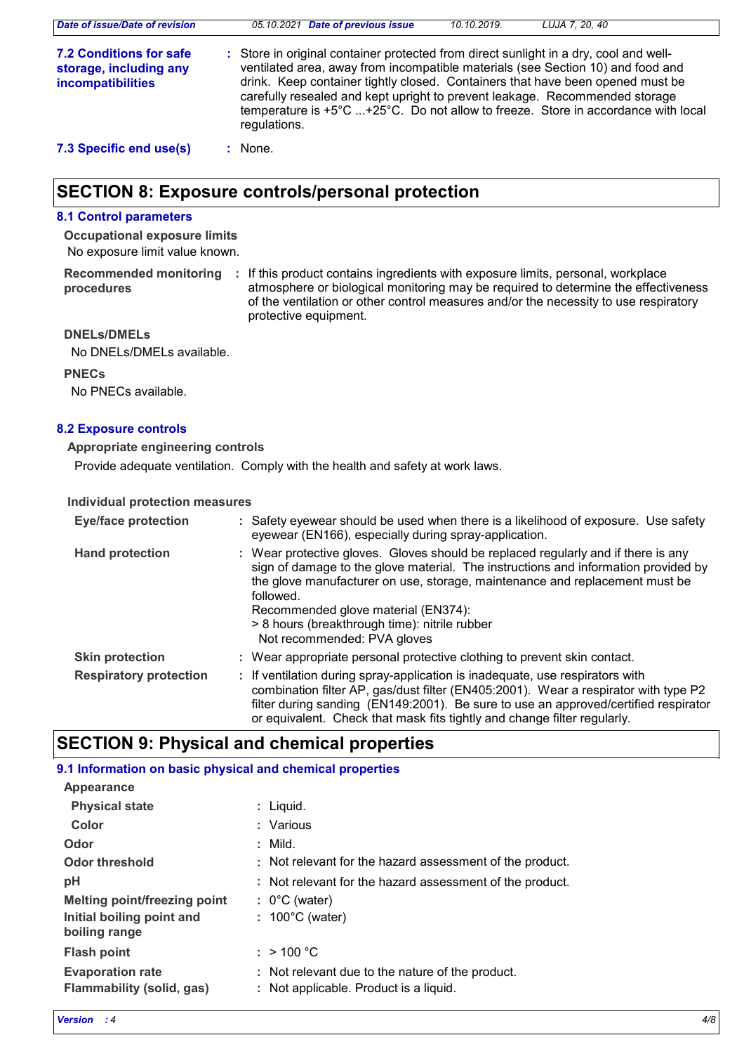**7.2 Conditions for safe storage, including any incompatibilities** : Store in original container protected from direct sunlight in a dry, cool and well-ventilated area, away from incompatible materials (see Section 10) and food and drink. Keep container tightly closed. Containers that have been opened must be carefully resealed and kept upright to prevent leakage. Recommended storage temperature is +5°C ...+25°C. Do not allow to freeze. Store in accordance with local regulations.

**7.3 Specific end use(s)** : None.

## SECTION 8: Exposure controls/personal protection

### 8.1 Control parameters

**Occupational exposure limits**

No exposure limit value known.

**Recommended monitoring procedures** : If this product contains ingredients with exposure limits, personal, workplace atmosphere or biological monitoring may be required to determine the effectiveness of the ventilation or other control measures and/or the necessity to use respiratory protective equipment.

**DNELs/DMELs**

No DNELs/DMELs available.

**PNECs**

No PNECs available.

### 8.2 Exposure controls

**Appropriate engineering controls**

Provide adequate ventilation. Comply with the health and safety at work laws.

**Individual protection measures**

**Eye/face protection** : Safety eyewear should be used when there is a likelihood of exposure. Use safety eyewear (EN166), especially during spray-application.

**Hand protection** : Wear protective gloves. Gloves should be replaced regularly and if there is any sign of damage to the glove material. The instructions and information provided by the glove manufacturer on use, storage, maintenance and replacement must be followed.
Recommended glove material (EN374):
> 8 hours (breakthrough time): nitrile rubber
Not recommended: PVA gloves

**Skin protection** : Wear appropriate personal protective clothing to prevent skin contact.

**Respiratory protection** : If ventilation during spray-application is inadequate, use respirators with combination filter AP, gas/dust filter (EN405:2001). Wear a respirator with type P2 filter during sanding (EN149:2001). Be sure to use an approved/certified respirator or equivalent. Check that mask fits tightly and change filter regularly.

## SECTION 9: Physical and chemical properties

### 9.1 Information on basic physical and chemical properties

**Appearance**

| | |
|---|---|
| **Physical state** | : Liquid. |
| **Color** | : Various |
| **Odor** | : Mild. |
| **Odor threshold** | : Not relevant for the hazard assessment of the product. |
| **pH** | : Not relevant for the hazard assessment of the product. |
| **Melting point/freezing point** | : 0°C (water) |
| **Initial boiling point and boiling range** | : 100°C (water) |
| **Flash point** | : > 100 °C |
| **Evaporation rate** | : Not relevant due to the nature of the product. |
| **Flammability (solid, gas)** | : Not applicable. Product is a liquid. |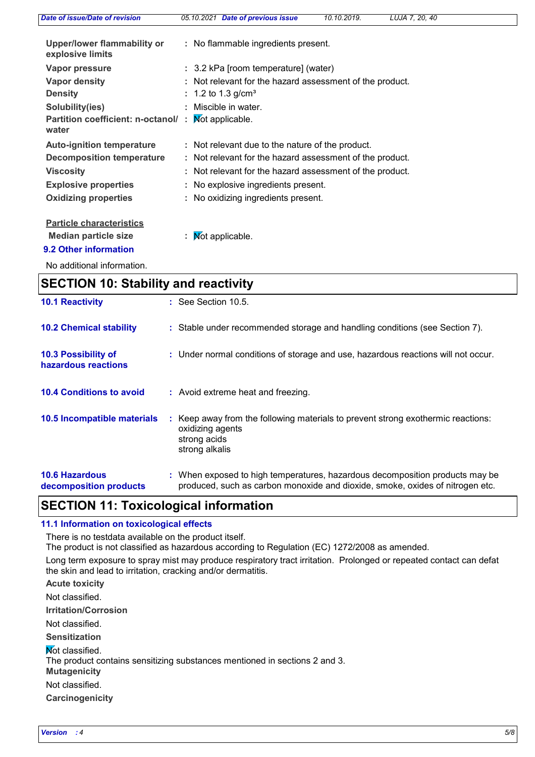| | |
|---|---|
| **Upper/lower flammability or explosive limits** | : No flammable ingredients present. |
| **Vapor pressure** | : 3.2 kPa [room temperature] (water) |
| **Vapor density** | : Not relevant for the hazard assessment of the product. |
| **Density** | : 1.2 to 1.3 g/cm³ |
| **Solubility(ies)** | : Miscible in water. |
| **Partition coefficient: n-octanol/ water** | : Not applicable. |
| **Auto-ignition temperature** | : Not relevant due to the nature of the product. |
| **Decomposition temperature** | : Not relevant for the hazard assessment of the product. |
| **Viscosity** | : Not relevant for the hazard assessment of the product. |
| **Explosive properties** | : No explosive ingredients present. |
| **Oxidizing properties** | : No oxidizing ingredients present. |

**Particle characteristics**

| | |
|---|---|
| **Median particle size** | : Not applicable. |

### 9.2 Other information

No additional information.

## SECTION 10: Stability and reactivity

| | |
|---|---|
| **10.1 Reactivity** | : See Section 10.5. |
| **10.2 Chemical stability** | : Stable under recommended storage and handling conditions (see Section 7). |
| **10.3 Possibility of hazardous reactions** | : Under normal conditions of storage and use, hazardous reactions will not occur. |
| **10.4 Conditions to avoid** | : Avoid extreme heat and freezing. |
| **10.5 Incompatible materials** | : Keep away from the following materials to prevent strong exothermic reactions: oxidizing agents strong acids strong alkalis |
| **10.6 Hazardous decomposition products** | : When exposed to high temperatures, hazardous decomposition products may be produced, such as carbon monoxide and dioxide, smoke, oxides of nitrogen etc. |

## SECTION 11: Toxicological information

### 11.1 Information on toxicological effects

There is no testdata available on the product itself.
The product is not classified as hazardous according to Regulation (EC) 1272/2008 as amended.

Long term exposure to spray mist may produce respiratory tract irritation. Prolonged or repeated contact can defat the skin and lead to irritation, cracking and/or dermatitis.

**Acute toxicity**

Not classified.

**Irritation/Corrosion**

Not classified.

**Sensitization**

Not classified.
The product contains sensitizing substances mentioned in sections 2 and 3.

**Mutagenicity**

Not classified.

**Carcinogenicity**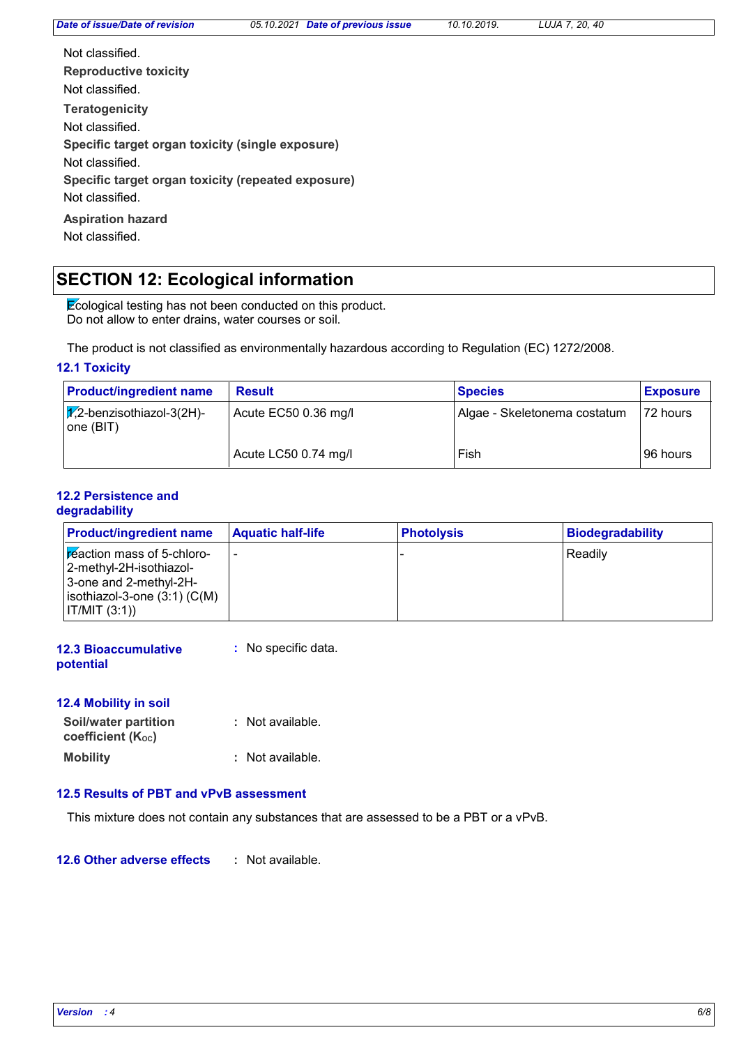Not classified.

**Reproductive toxicity**

Not classified.

**Teratogenicity**

Not classified.

**Specific target organ toxicity (single exposure)**

Not classified.

**Specific target organ toxicity (repeated exposure)**

Not classified.

**Aspiration hazard**

Not classified.

## SECTION 12: Ecological information

Ecological testing has not been conducted on this product.
Do not allow to enter drains, water courses or soil.

The product is not classified as environmentally hazardous according to Regulation (EC) 1272/2008.

### 12.1 Toxicity

| Product/ingredient name | Result | Species | Exposure |
|---|---|---|---|
| 1,2-benzisothiazol-3(2H)-one (BIT) | Acute EC50 0.36 mg/l | Algae - Skeletonema costatum | 72 hours |
| | Acute LC50 0.74 mg/l | Fish | 96 hours |

### 12.2 Persistence and degradability

| Product/ingredient name | Aquatic half-life | Photolysis | Biodegradability |
|---|---|---|---|
| reaction mass of 5-chloro-2-methyl-2H-isothiazol-3-one and 2-methyl-2H-isothiazol-3-one (3:1) (C(M)IT/MIT (3:1)) | - | - | Readily |

### 12.3 Bioaccumulative potential

: No specific data.

### 12.4 Mobility in soil

**Soil/water partition coefficient ($K_{OC}$)** : Not available.

**Mobility** : Not available.

### 12.5 Results of PBT and vPvB assessment

This mixture does not contain any substances that are assessed to be a PBT or a vPvB.

### 12.6 Other adverse effects

: Not available.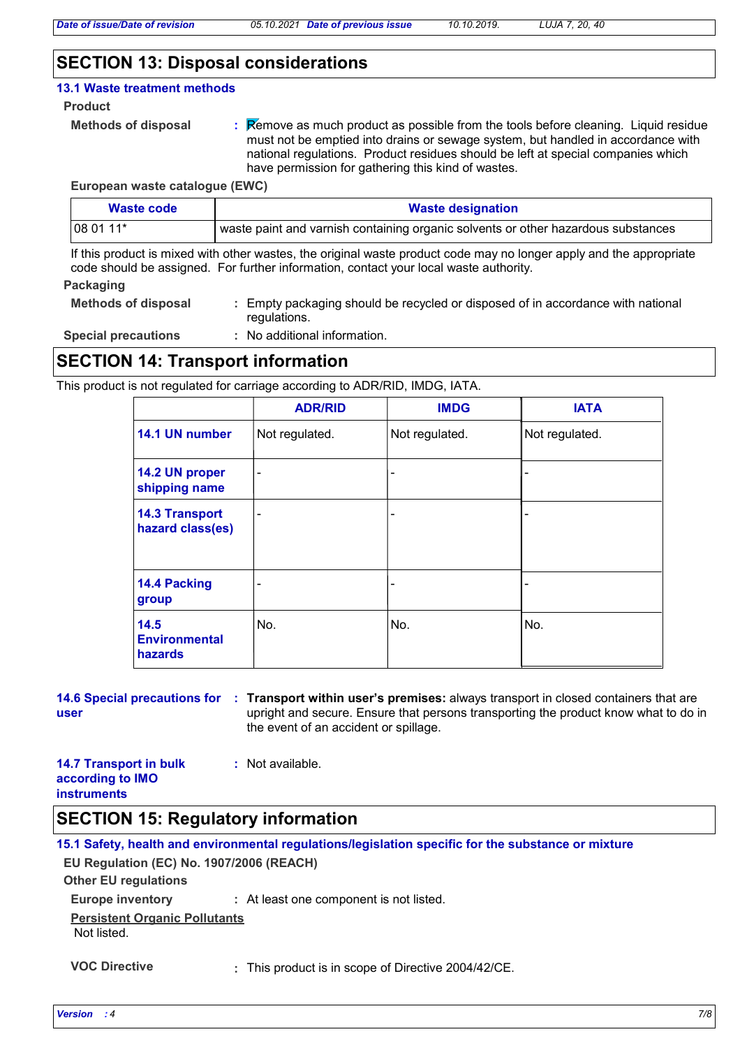## SECTION 13: Disposal considerations

### 13.1 Waste treatment methods

**Product**

**Methods of disposal** : Remove as much product as possible from the tools before cleaning. Liquid residue must not be emptied into drains or sewage system, but handled in accordance with national regulations. Product residues should be left at special companies which have permission for gathering this kind of wastes.

**European waste catalogue (EWC)**

| Waste code | Waste designation |
|---|---|
| 08 01 11* | waste paint and varnish containing organic solvents or other hazardous substances |

If this product is mixed with other wastes, the original waste product code may no longer apply and the appropriate code should be assigned. For further information, contact your local waste authority.

**Packaging**

**Methods of disposal** : Empty packaging should be recycled or disposed of in accordance with national regulations.

**Special precautions** : No additional information.

## SECTION 14: Transport information

This product is not regulated for carriage according to ADR/RID, IMDG, IATA.

| | ADR/RID | IMDG | IATA |
|---|---|---|---|
| 14.1 UN number | Not regulated. | Not regulated. | Not regulated. |
| 14.2 UN proper shipping name | - | - | - |
| 14.3 Transport hazard class(es) | - | - | - |
| 14.4 Packing group | - | - | - |
| 14.5 Environmental hazards | No. | No. | No. |

**14.6 Special precautions for user** : **Transport within user's premises:** always transport in closed containers that are upright and secure. Ensure that persons transporting the product know what to do in the event of an accident or spillage.

**14.7 Transport in bulk according to IMO instruments** : Not available.

## SECTION 15: Regulatory information

### 15.1 Safety, health and environmental regulations/legislation specific for the substance or mixture

**EU Regulation (EC) No. 1907/2006 (REACH)**

**Other EU regulations**

**Europe inventory** : At least one component is not listed.

**Persistent Organic Pollutants**

Not listed.

**VOC Directive** : This product is in scope of Directive 2004/42/CE.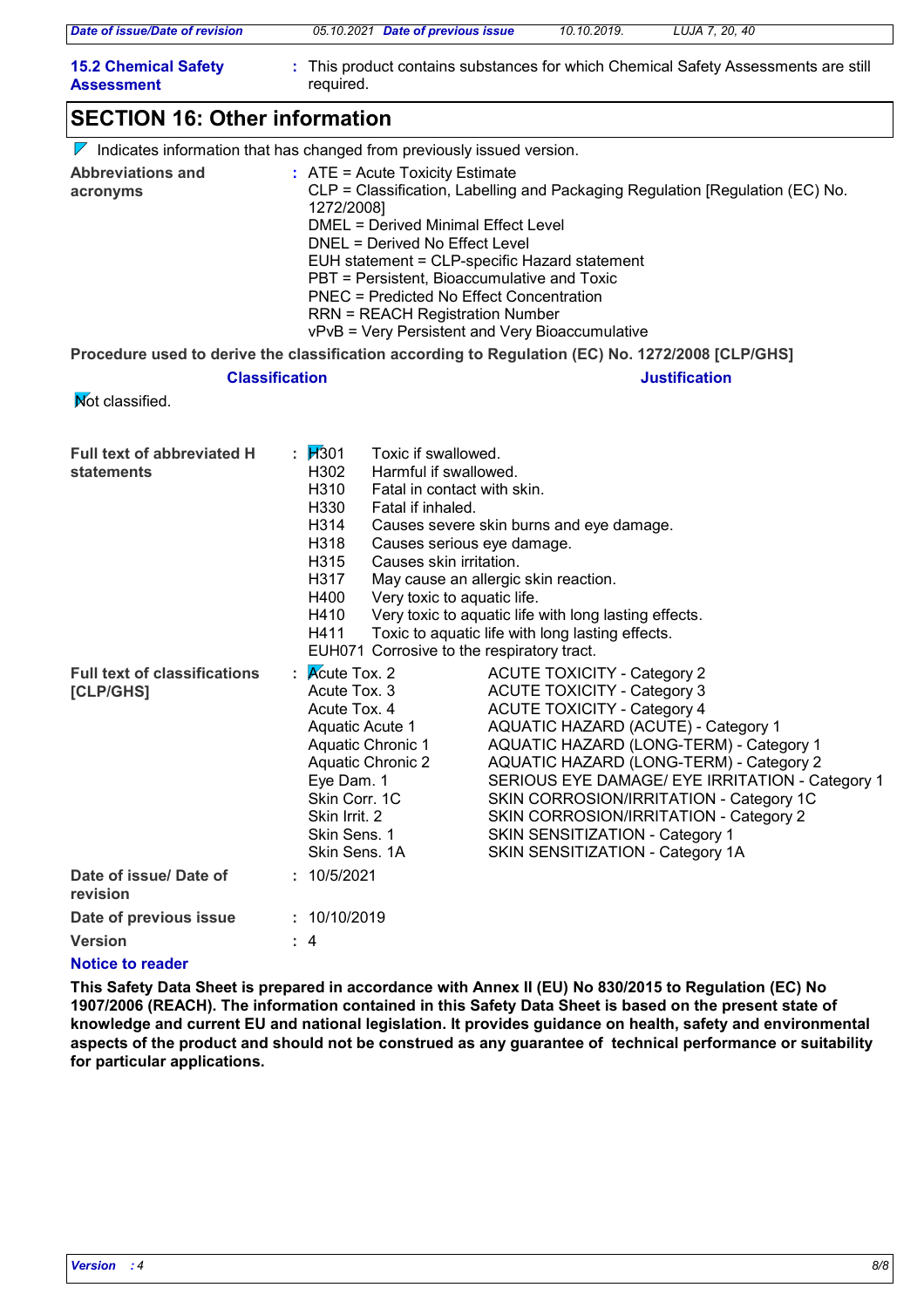**15.2 Chemical Safety Assessment** : This product contains substances for which Chemical Safety Assessments are still required.

## SECTION 16: Other information

Indicates information that has changed from previously issued version.

**Abbreviations and acronyms** :
ATE = Acute Toxicity Estimate
CLP = Classification, Labelling and Packaging Regulation [Regulation (EC) No. 1272/2008]
DMEL = Derived Minimal Effect Level
DNEL = Derived No Effect Level
EUH statement = CLP-specific Hazard statement
PBT = Persistent, Bioaccumulative and Toxic
PNEC = Predicted No Effect Concentration
RRN = REACH Registration Number
vPvB = Very Persistent and Very Bioaccumulative

**Procedure used to derive the classification according to Regulation (EC) No. 1272/2008 [CLP/GHS]**

| Classification | Justification |
|---|---|
| Not classified. | |

**Full text of abbreviated H statements** :

| | |
|---|---|
| H301 | Toxic if swallowed. |
| H302 | Harmful if swallowed. |
| H310 | Fatal in contact with skin. |
| H330 | Fatal if inhaled. |
| H314 | Causes severe skin burns and eye damage. |
| H318 | Causes serious eye damage. |
| H315 | Causes skin irritation. |
| H317 | May cause an allergic skin reaction. |
| H400 | Very toxic to aquatic life. |
| H410 | Very toxic to aquatic life with long lasting effects. |
| H411 | Toxic to aquatic life with long lasting effects. |
| EUH071 | Corrosive to the respiratory tract. |

**Full text of classifications [CLP/GHS]** :

| | |
|---|---|
| Acute Tox. 2 | ACUTE TOXICITY - Category 2 |
| Acute Tox. 3 | ACUTE TOXICITY - Category 3 |
| Acute Tox. 4 | ACUTE TOXICITY - Category 4 |
| Aquatic Acute 1 | AQUATIC HAZARD (ACUTE) - Category 1 |
| Aquatic Chronic 1 | AQUATIC HAZARD (LONG-TERM) - Category 1 |
| Aquatic Chronic 2 | AQUATIC HAZARD (LONG-TERM) - Category 2 |
| Eye Dam. 1 | SERIOUS EYE DAMAGE/ EYE IRRITATION - Category 1 |
| Skin Corr. 1C | SKIN CORROSION/IRRITATION - Category 1C |
| Skin Irrit. 2 | SKIN CORROSION/IRRITATION - Category 2 |
| Skin Sens. 1 | SKIN SENSITIZATION - Category 1 |
| Skin Sens. 1A | SKIN SENSITIZATION - Category 1A |

**Date of issue/ Date of revision** : 10/5/2021

**Date of previous issue** : 10/10/2019

**Version** : 4

### Notice to reader

**This Safety Data Sheet is prepared in accordance with Annex II (EU) No 830/2015 to Regulation (EC) No 1907/2006 (REACH). The information contained in this Safety Data Sheet is based on the present state of knowledge and current EU and national legislation. It provides guidance on health, safety and environmental aspects of the product and should not be construed as any guarantee of technical performance or suitability for particular applications.**